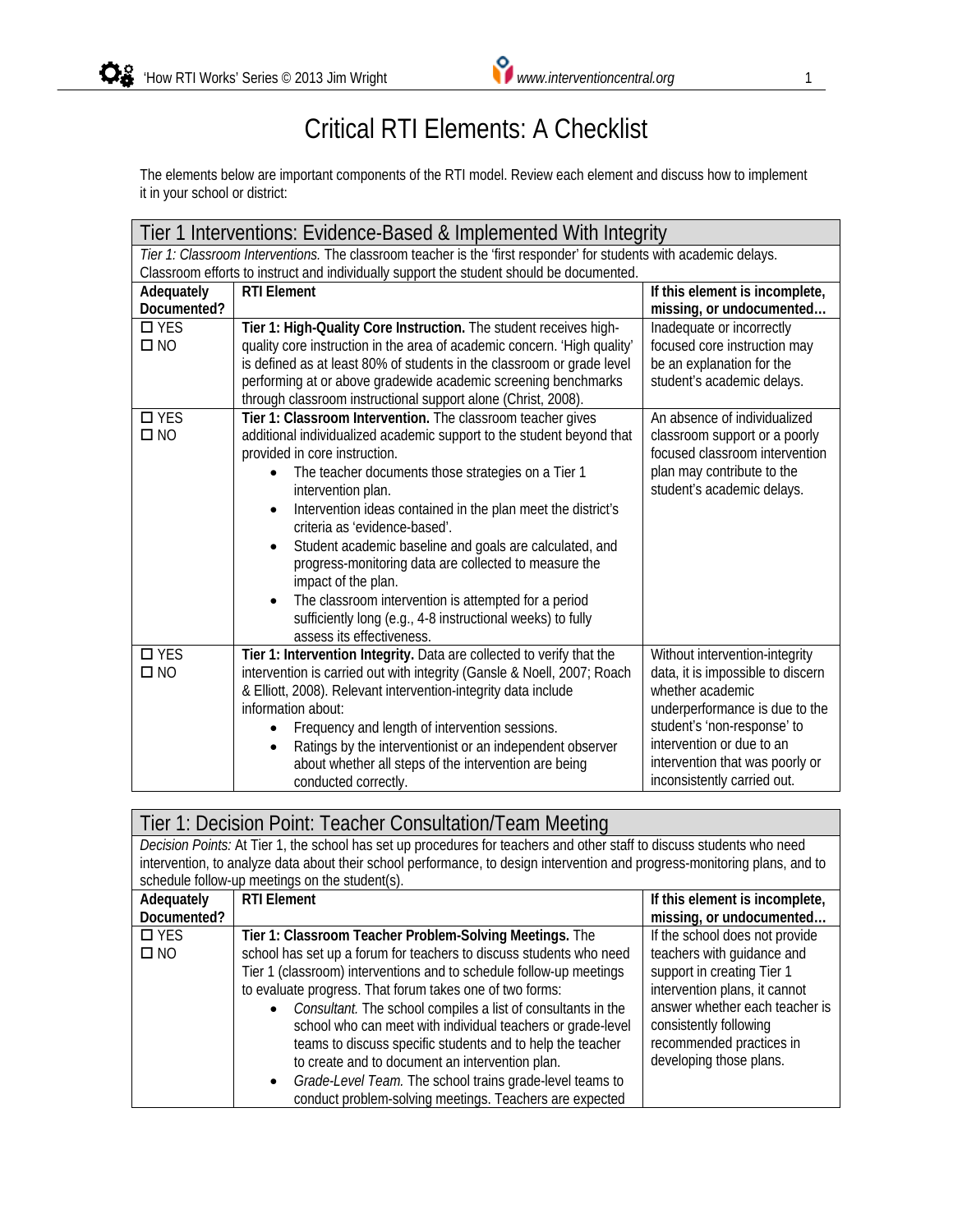# Critical RTI Elements: A Checklist

The elements below are important components of the RTI model. Review each element and discuss how to implement it in your school or district:

## Tier 1 Interventions: Evidence-Based & Implemented With Integrity

*Tier 1: Classroom Interventions.* The classroom teacher is the 'first responder' for students with academic delays. Classroom efforts to instruct and individually support the student should be documented.

| Adequately Documented? | RTI Element | If this element is incomplete, missing, or undocumented… |
|---|---|---|
| ☐ YES ☐ NO | **Tier 1: High-Quality Core Instruction.** The student receives high-quality core instruction in the area of academic concern. 'High quality' is defined as at least 80% of students in the classroom or grade level performing at or above gradewide academic screening benchmarks through classroom instructional support alone (Christ, 2008). | Inadequate or incorrectly focused core instruction may be an explanation for the student's academic delays. |
| ☐ YES ☐ NO | **Tier 1: Classroom Intervention.** The classroom teacher gives additional individualized academic support to the student beyond that provided in core instruction.<br>• The teacher documents those strategies on a Tier 1 intervention plan.<br>• Intervention ideas contained in the plan meet the district's criteria as 'evidence-based'.<br>• Student academic baseline and goals are calculated, and progress-monitoring data are collected to measure the impact of the plan.<br>• The classroom intervention is attempted for a period sufficiently long (e.g., 4-8 instructional weeks) to fully assess its effectiveness. | An absence of individualized classroom support or a poorly focused classroom intervention plan may contribute to the student's academic delays. |
| ☐ YES ☐ NO | **Tier 1: Intervention Integrity.** Data are collected to verify that the intervention is carried out with integrity (Gansle & Noell, 2007; Roach & Elliott, 2008). Relevant intervention-integrity data include information about:<br>• Frequency and length of intervention sessions.<br>• Ratings by the interventionist or an independent observer about whether all steps of the intervention are being conducted correctly. | Without intervention-integrity data, it is impossible to discern whether academic underperformance is due to the student's 'non-response' to intervention or due to an intervention that was poorly or inconsistently carried out. |

## Tier 1: Decision Point: Teacher Consultation/Team Meeting

*Decision Points:* At Tier 1, the school has set up procedures for teachers and other staff to discuss students who need intervention, to analyze data about their school performance, to design intervention and progress-monitoring plans, and to schedule follow-up meetings on the student(s).

| Adequately Documented? | RTI Element | If this element is incomplete, missing, or undocumented… |
|---|---|---|
| ☐ YES ☐ NO | **Tier 1: Classroom Teacher Problem-Solving Meetings.** The school has set up a forum for teachers to discuss students who need Tier 1 (classroom) interventions and to schedule follow-up meetings to evaluate progress. That forum takes one of two forms:<br>• *Consultant.* The school compiles a list of consultants in the school who can meet with individual teachers or grade-level teams to discuss specific students and to help the teacher to create and to document an intervention plan.<br>• *Grade-Level Team.* The school trains grade-level teams to conduct problem-solving meetings. Teachers are expected | If the school does not provide teachers with guidance and support in creating Tier 1 intervention plans, it cannot answer whether each teacher is consistently following recommended practices in developing those plans. |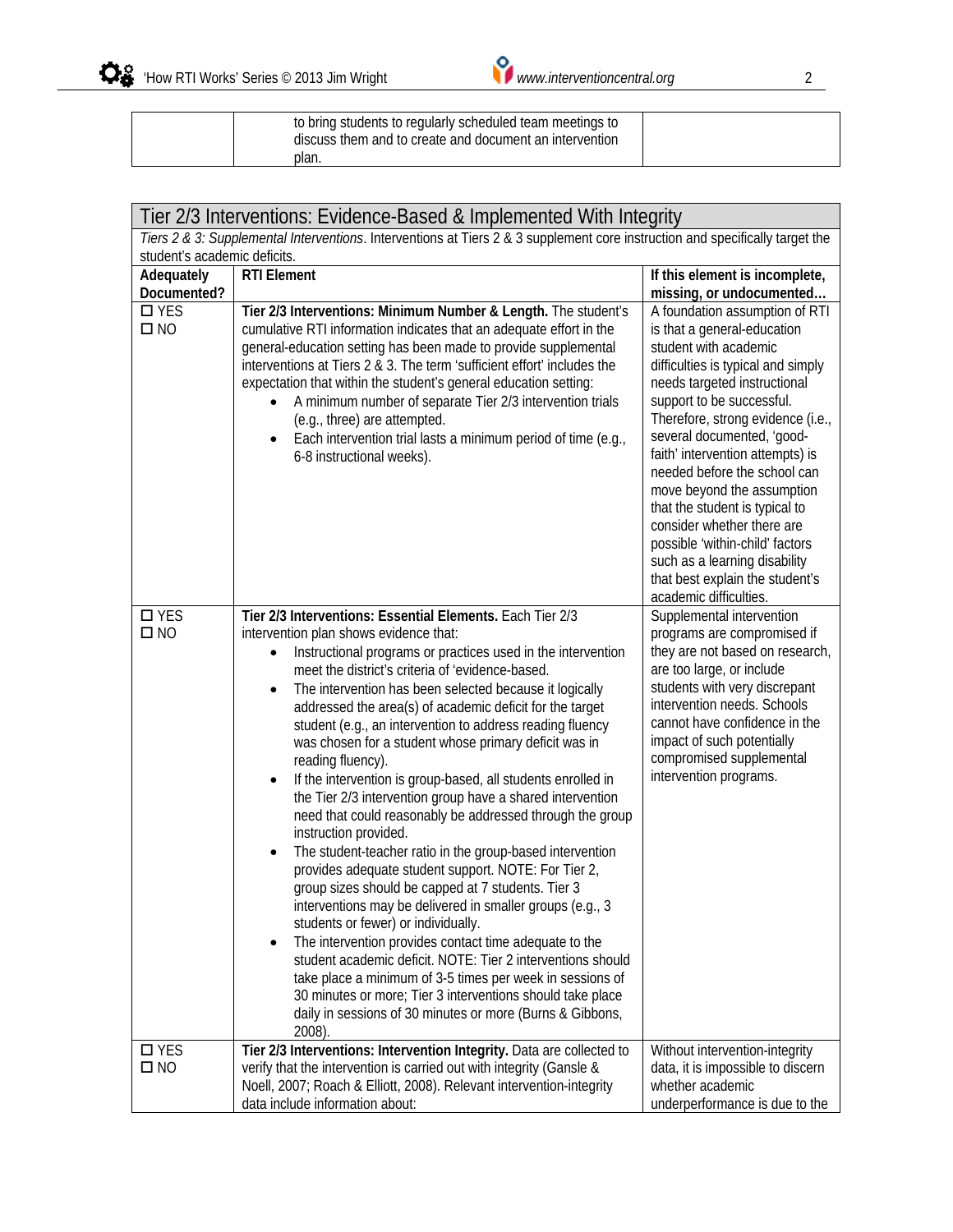| | to bring students to regularly scheduled team meetings to discuss them and to create and document an intervention plan. | |
|---|---|---|

| Tier 2/3 Interventions: Evidence-Based & Implemented With Integrity | | |
|---|---|---|
| *Tiers 2 & 3: Supplemental Interventions*. Interventions at Tiers 2 & 3 supplement core instruction and specifically target the student's academic deficits. | | |
| **Adequately Documented?** | **RTI Element** | **If this element is incomplete, missing, or undocumented…** |
| ☐ YES<br>☐ NO | **Tier 2/3 Interventions: Minimum Number & Length.** The student's cumulative RTI information indicates that an adequate effort in the general-education setting has been made to provide supplemental interventions at Tiers 2 & 3. The term 'sufficient effort' includes the expectation that within the student's general education setting:<br>• A minimum number of separate Tier 2/3 intervention trials (e.g., three) are attempted.<br>• Each intervention trial lasts a minimum period of time (e.g., 6-8 instructional weeks). | A foundation assumption of RTI is that a general-education student with academic difficulties is typical and simply needs targeted instructional support to be successful. Therefore, strong evidence (i.e., several documented, 'good-faith' intervention attempts) is needed before the school can move beyond the assumption that the student is typical to consider whether there are possible 'within-child' factors such as a learning disability that best explain the student's academic difficulties. |
| ☐ YES<br>☐ NO | **Tier 2/3 Interventions: Essential Elements.** Each Tier 2/3 intervention plan shows evidence that:<br>• Instructional programs or practices used in the intervention meet the district's criteria of 'evidence-based.<br>• The intervention has been selected because it logically addressed the area(s) of academic deficit for the target student (e.g., an intervention to address reading fluency was chosen for a student whose primary deficit was in reading fluency).<br>• If the intervention is group-based, all students enrolled in the Tier 2/3 intervention group have a shared intervention need that could reasonably be addressed through the group instruction provided.<br>• The student-teacher ratio in the group-based intervention provides adequate student support. NOTE: For Tier 2, group sizes should be capped at 7 students. Tier 3 interventions may be delivered in smaller groups (e.g., 3 students or fewer) or individually.<br>• The intervention provides contact time adequate to the student academic deficit. NOTE: Tier 2 interventions should take place a minimum of 3-5 times per week in sessions of 30 minutes or more; Tier 3 interventions should take place daily in sessions of 30 minutes or more (Burns & Gibbons, 2008). | Supplemental intervention programs are compromised if they are not based on research, are too large, or include students with very discrepant intervention needs. Schools cannot have confidence in the impact of such potentially compromised supplemental intervention programs. |
| ☐ YES<br>☐ NO | **Tier 2/3 Interventions: Intervention Integrity.** Data are collected to verify that the intervention is carried out with integrity (Gansle & Noell, 2007; Roach & Elliott, 2008). Relevant intervention-integrity data include information about: | Without intervention-integrity data, it is impossible to discern whether academic underperformance is due to the |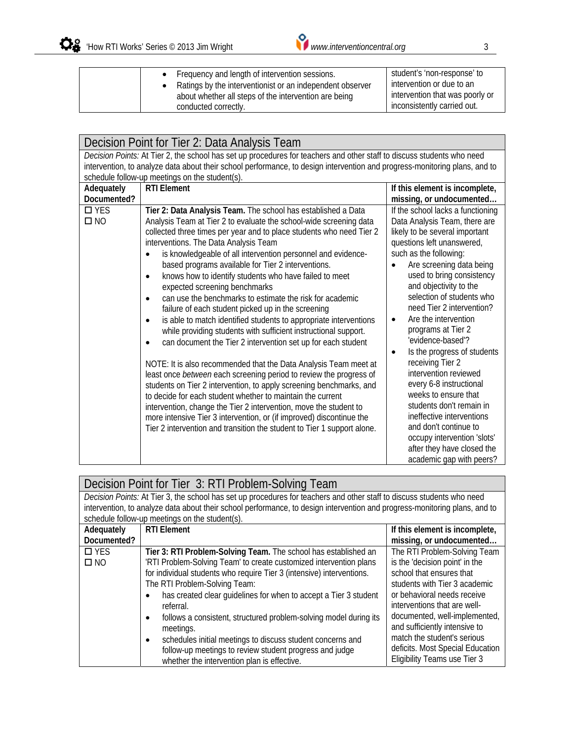| | | |
|---|---|---|
| | • Frequency and length of intervention sessions.<br>• Ratings by the interventionist or an independent observer about whether all steps of the intervention are being conducted correctly. | student's 'non-response' to intervention or due to an intervention that was poorly or inconsistently carried out. |

## Decision Point for Tier 2: Data Analysis Team

*Decision Points:* At Tier 2, the school has set up procedures for teachers and other staff to discuss students who need intervention, to analyze data about their school performance, to design intervention and progress-monitoring plans, and to schedule follow-up meetings on the student(s).

| Adequately Documented? | RTI Element | If this element is incomplete, missing, or undocumented… |
|---|---|---|
| ☐ YES<br>☐ NO | **Tier 2: Data Analysis Team.** The school has established a Data Analysis Team at Tier 2 to evaluate the school-wide screening data collected three times per year and to place students who need Tier 2 interventions. The Data Analysis Team<br>• is knowledgeable of all intervention personnel and evidence-based programs available for Tier 2 interventions.<br>• knows how to identify students who have failed to meet expected screening benchmarks<br>• can use the benchmarks to estimate the risk for academic failure of each student picked up in the screening<br>• is able to match identified students to appropriate interventions while providing students with sufficient instructional support.<br>• can document the Tier 2 intervention set up for each student<br><br>NOTE: It is also recommended that the Data Analysis Team meet at least once *between* each screening period to review the progress of students on Tier 2 intervention, to apply screening benchmarks, and to decide for each student whether to maintain the current intervention, change the Tier 2 intervention, move the student to more intensive Tier 3 intervention, or (if improved) discontinue the Tier 2 intervention and transition the student to Tier 1 support alone. | If the school lacks a functioning Data Analysis Team, there are likely to be several important questions left unanswered, such as the following:<br>• Are screening data being used to bring consistency and objectivity to the selection of students who need Tier 2 intervention?<br>• Are the intervention programs at Tier 2 'evidence-based'?<br>• Is the progress of students receiving Tier 2 intervention reviewed every 6-8 instructional weeks to ensure that students don't remain in ineffective interventions and don't continue to occupy intervention 'slots' after they have closed the academic gap with peers? |

## Decision Point for Tier 3: RTI Problem-Solving Team

*Decision Points:* At Tier 3, the school has set up procedures for teachers and other staff to discuss students who need intervention, to analyze data about their school performance, to design intervention and progress-monitoring plans, and to schedule follow-up meetings on the student(s).

| Adequately Documented? | RTI Element | If this element is incomplete, missing, or undocumented… |
|---|---|---|
| ☐ YES<br>☐ NO | **Tier 3: RTI Problem-Solving Team.** The school has established an 'RTI Problem-Solving Team' to create customized intervention plans for individual students who require Tier 3 (intensive) interventions. The RTI Problem-Solving Team:<br>• has created clear guidelines for when to accept a Tier 3 student referral.<br>• follows a consistent, structured problem-solving model during its meetings.<br>• schedules initial meetings to discuss student concerns and follow-up meetings to review student progress and judge whether the intervention plan is effective. | The RTI Problem-Solving Team is the 'decision point' in the school that ensures that students with Tier 3 academic or behavioral needs receive interventions that are well-documented, well-implemented, and sufficiently intensive to match the student's serious deficits. Most Special Education Eligibility Teams use Tier 3 |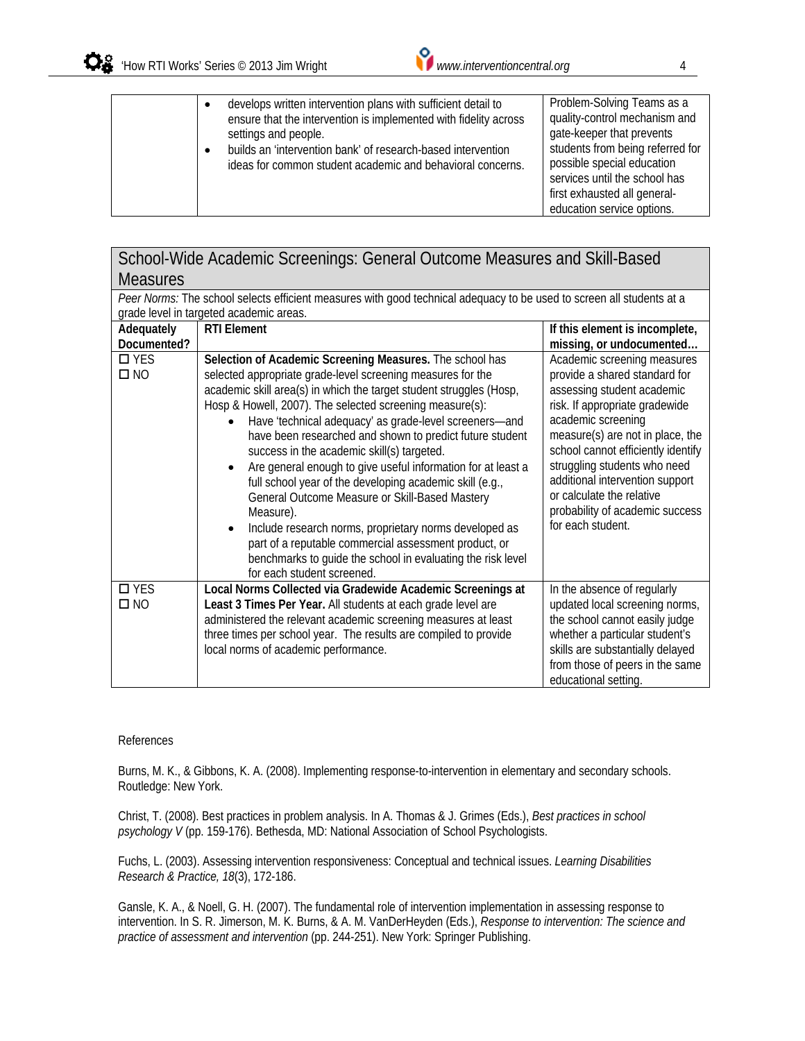| | • develops written intervention plans with sufficient detail to ensure that the intervention is implemented with fidelity across settings and people.<br>• builds an 'intervention bank' of research-based intervention ideas for common student academic and behavioral concerns. | Problem-Solving Teams as a quality-control mechanism and gate-keeper that prevents students from being referred for possible special education services until the school has first exhausted all general-education service options. |
|---|---|---|

## School-Wide Academic Screenings: General Outcome Measures and Skill-Based Measures

*Peer Norms:* The school selects efficient measures with good technical adequacy to be used to screen all students at a grade level in targeted academic areas.

| Adequately Documented? | RTI Element | If this element is incomplete, missing, or undocumented… |
|---|---|---|
| ☐ YES<br>☐ NO | **Selection of Academic Screening Measures.** The school has selected appropriate grade-level screening measures for the academic skill area(s) in which the target student struggles (Hosp, Hosp & Howell, 2007). The selected screening measure(s):<br>• Have 'technical adequacy' as grade-level screeners—and have been researched and shown to predict future student success in the academic skill(s) targeted.<br>• Are general enough to give useful information for at least a full school year of the developing academic skill (e.g., General Outcome Measure or Skill-Based Mastery Measure).<br>• Include research norms, proprietary norms developed as part of a reputable commercial assessment product, or benchmarks to guide the school in evaluating the risk level for each student screened. | Academic screening measures provide a shared standard for assessing student academic risk. If appropriate gradewide academic screening measure(s) are not in place, the school cannot efficiently identify struggling students who need additional intervention support or calculate the relative probability of academic success for each student. |
| ☐ YES<br>☐ NO | **Local Norms Collected via Gradewide Academic Screenings at Least 3 Times Per Year.** All students at each grade level are administered the relevant academic screening measures at least three times per school year. The results are compiled to provide local norms of academic performance. | In the absence of regularly updated local screening norms, the school cannot easily judge whether a particular student's skills are substantially delayed from those of peers in the same educational setting. |

References

Burns, M. K., & Gibbons, K. A. (2008). Implementing response-to-intervention in elementary and secondary schools. Routledge: New York.

Christ, T. (2008). Best practices in problem analysis. In A. Thomas & J. Grimes (Eds.), *Best practices in school psychology V* (pp. 159-176). Bethesda, MD: National Association of School Psychologists.

Fuchs, L. (2003). Assessing intervention responsiveness: Conceptual and technical issues. *Learning Disabilities Research & Practice, 18*(3), 172-186.

Gansle, K. A., & Noell, G. H. (2007). The fundamental role of intervention implementation in assessing response to intervention. In S. R. Jimerson, M. K. Burns, & A. M. VanDerHeyden (Eds.), *Response to intervention: The science and practice of assessment and intervention* (pp. 244-251). New York: Springer Publishing.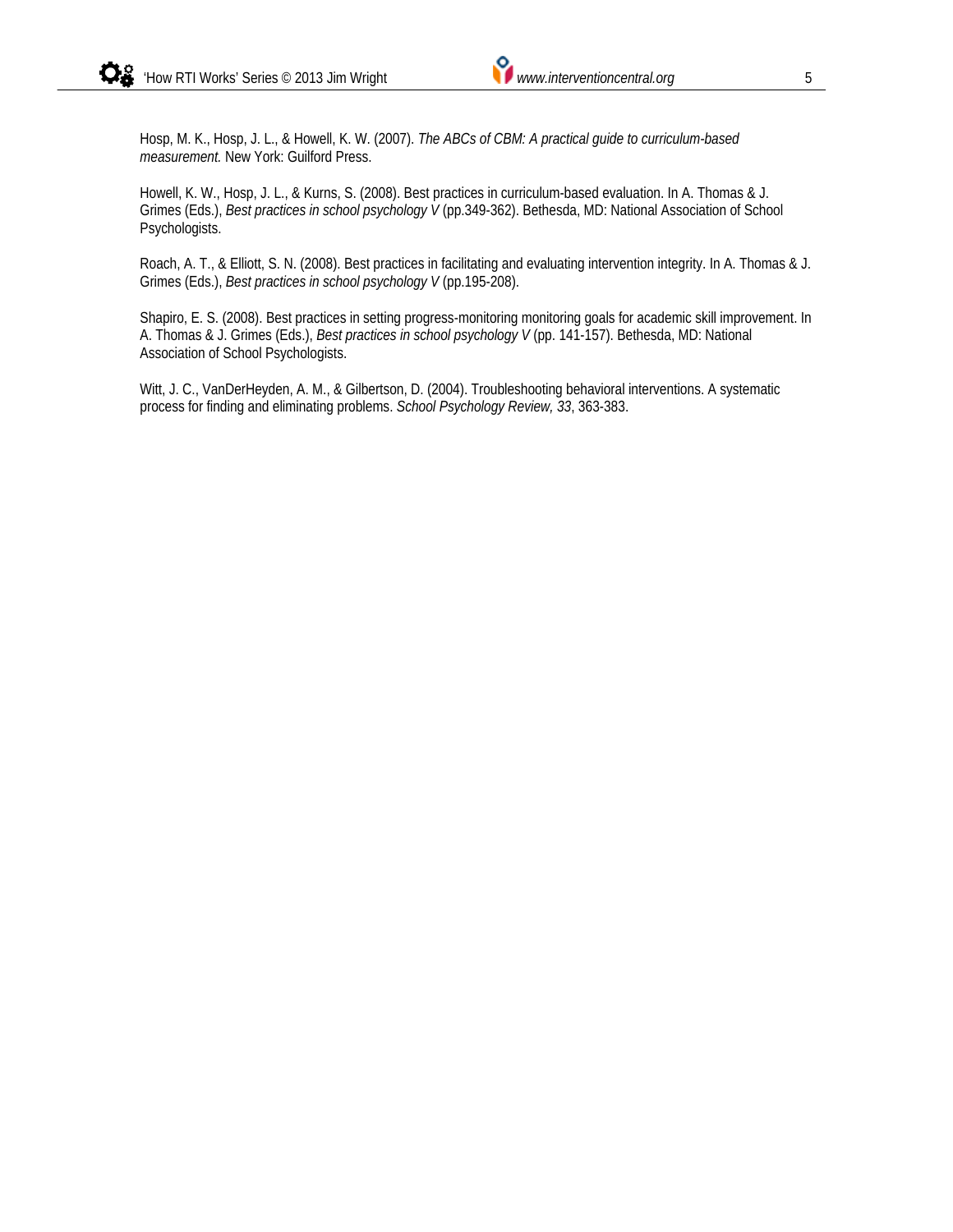Hosp, M. K., Hosp, J. L., & Howell, K. W. (2007). *The ABCs of CBM: A practical guide to curriculum-based measurement.* New York: Guilford Press.

Howell, K. W., Hosp, J. L., & Kurns, S. (2008). Best practices in curriculum-based evaluation. In A. Thomas & J. Grimes (Eds.), *Best practices in school psychology V* (pp.349-362). Bethesda, MD: National Association of School Psychologists.

Roach, A. T., & Elliott, S. N. (2008). Best practices in facilitating and evaluating intervention integrity. In A. Thomas & J. Grimes (Eds.), *Best practices in school psychology V* (pp.195-208).

Shapiro, E. S. (2008). Best practices in setting progress-monitoring monitoring goals for academic skill improvement. In A. Thomas & J. Grimes (Eds.), *Best practices in school psychology V* (pp. 141-157). Bethesda, MD: National Association of School Psychologists.

Witt, J. C., VanDerHeyden, A. M., & Gilbertson, D. (2004). Troubleshooting behavioral interventions. A systematic process for finding and eliminating problems. *School Psychology Review, 33*, 363-383.